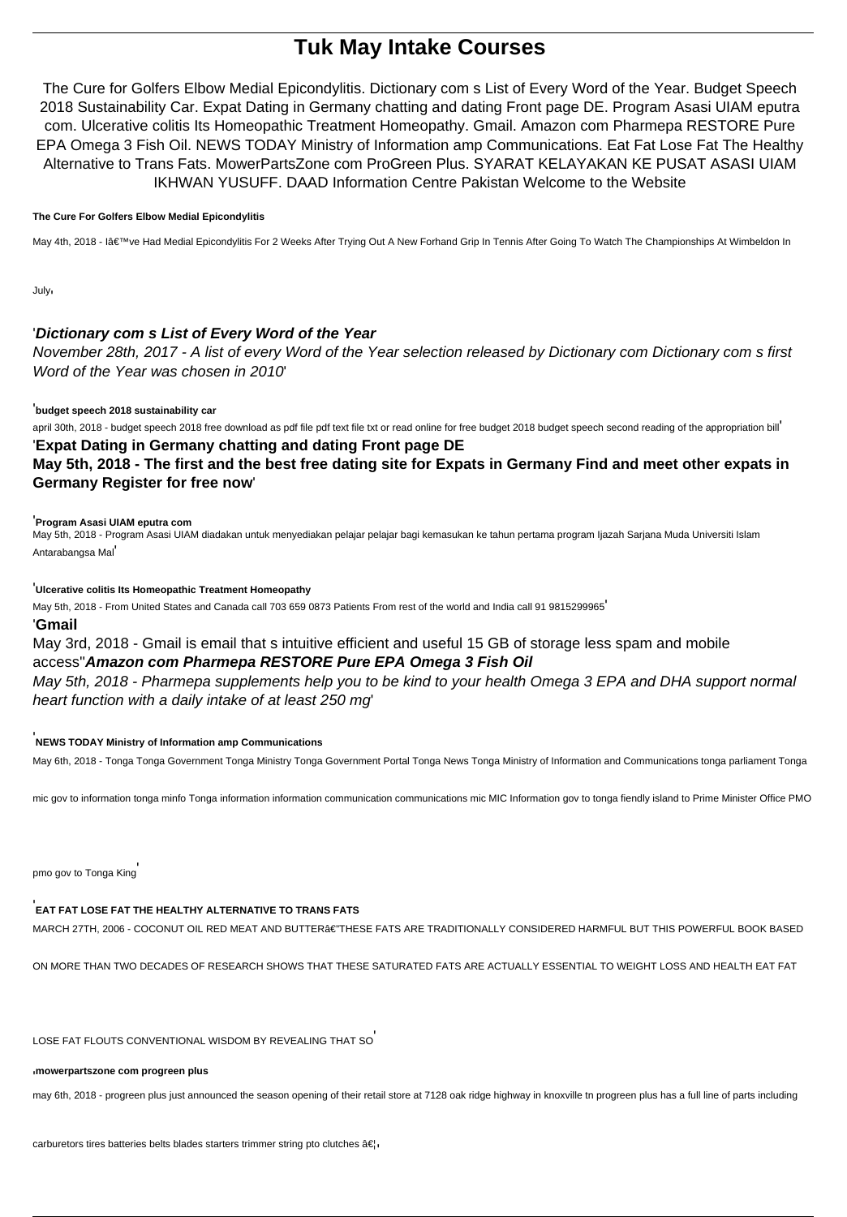# Tuk May Intake Courses

The Cure for Golfers Elbow Medial Epicondylitis. Dictionary com s List of Every Word of the Year. Budget Speech 2018 Sustainability Car. Expat Dating in Germany chatting and dating Front page DE. Program Asasi UIAM eputra com. Ulcerative colitis Its Homeopathic Treatment Homeopathy. Gmail. Amazon com Pharmepa RESTORE Pure EPA Omega 3 Fish Oil. NEWS TODAY Ministry of Information amp Communications. Eat Fat Lose Fat The Healthy Alternative to Trans Fats. MowerPartsZone com ProGreen Plus. SYARAT KELAYAKAN KE PUSAT ASASI UIAM IKHWAN YUSUFF. DAAD Information Centre Pakistan Welcome to the Website

**The Cure For Golfers Elbow Medial Epicondylitis**

May 4th, 2018 - I’ve Had Medial Epicondylitis For 2 Weeks After Trying Out A New Forhand Grip In Tennis After Going To Watch The Championships At Wimbledon In July'

'***Dictionary com s List of Every Word of the Year***

*November 28th, 2017 - A list of every Word of the Year selection released by Dictionary com Dictionary com s first Word of the Year was chosen in 2010*'

'**budget speech 2018 sustainability car**

april 30th, 2018 - budget speech 2018 free download as pdf file pdf text file txt or read online for free budget 2018 budget speech second reading of the appropriation bill'

'**Expat Dating in Germany chatting and dating Front page DE**

**May 5th, 2018 - The first and the best free dating site for Expats in Germany Find and meet other expats in Germany Register for free now**'

'**Program Asasi UIAM eputra com**

May 5th, 2018 - Program Asasi UIAM diadakan untuk menyediakan pelajar pelajar bagi kemasukan ke tahun pertama program Ijazah Sarjana Muda Universiti Islam Antarabangsa Mal'

'**Ulcerative colitis Its Homeopathic Treatment Homeopathy**

May 5th, 2018 - From United States and Canada call 703 659 0873 Patients From rest of the world and India call 91 9815299965'

'**Gmail**

May 3rd, 2018 - Gmail is email that s intuitive efficient and useful 15 GB of storage less spam and mobile access''***Amazon com Pharmepa RESTORE Pure EPA Omega 3 Fish Oil***

*May 5th, 2018 - Pharmepa supplements help you to be kind to your health Omega 3 EPA and DHA support normal heart function with a daily intake of at least 250 mg*'

'**NEWS TODAY Ministry of Information amp Communications**

May 6th, 2018 - Tonga Tonga Government Tonga Ministry Tonga Government Portal Tonga News Tonga Ministry of Information and Communications tonga parliament Tonga mic gov to information tonga minfo Tonga information information communication communications mic MIC Information gov to tonga fiendly island to Prime Minister Office PMO pmo gov to Tonga King'

'**EAT FAT LOSE FAT THE HEALTHY ALTERNATIVE TO TRANS FATS**

MARCH 27TH, 2006 - COCONUT OIL RED MEAT AND BUTTER—THESE FATS ARE TRADITIONALLY CONSIDERED HARMFUL BUT THIS POWERFUL BOOK BASED ON MORE THAN TWO DECADES OF RESEARCH SHOWS THAT THESE SATURATED FATS ARE ACTUALLY ESSENTIAL TO WEIGHT LOSS AND HEALTH EAT FAT LOSE FAT FLOUTS CONVENTIONAL WISDOM BY REVEALING THAT SO'

'**mowerpartszone com progreen plus**

may 6th, 2018 - progreen plus just announced the season opening of their retail store at 7128 oak ridge highway in knoxville tn progreen plus has a full line of parts including carburetors tires batteries belts blades starters trimmer string pto clutches …'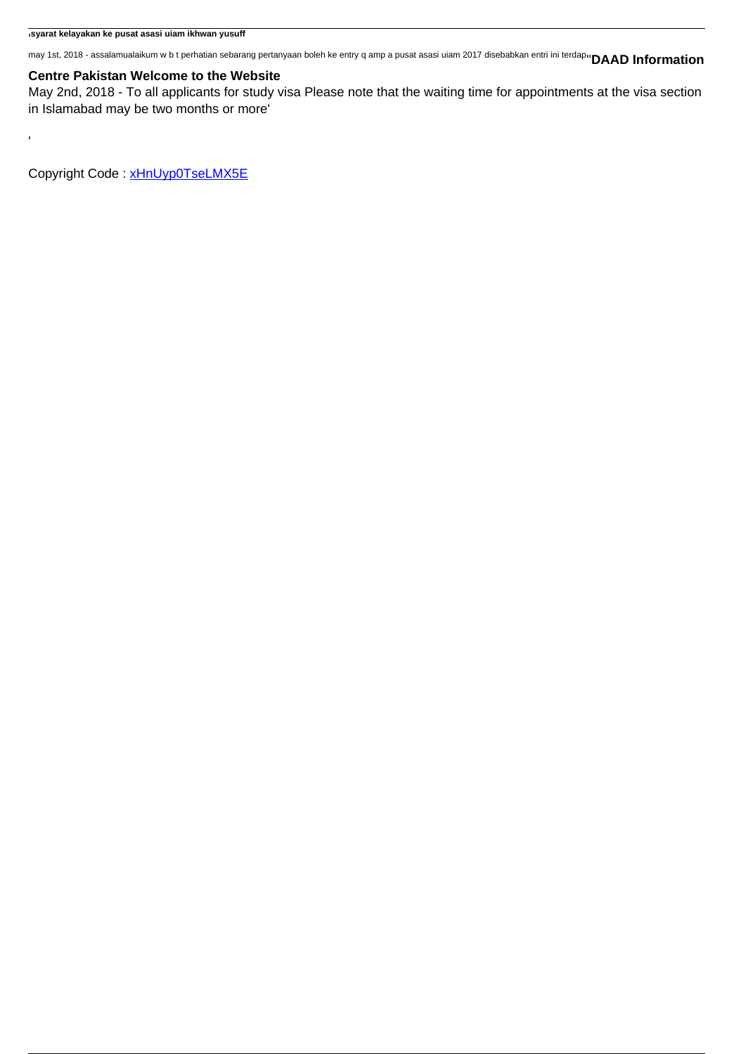'**syarat kelayakan ke pusat asasi uiam ikhwan yusuff**

may 1st, 2018 - assalamualaikum w b t perhatian sebarang pertanyaan boleh ke entry q amp a pusat asasi uiam 2017 disebabkan entri ini terdap''**DAAD Information Centre Pakistan Welcome to the Website**

May 2nd, 2018 - To all applicants for study visa Please note that the waiting time for appointments at the visa section in Islamabad may be two months or more'

'

Copyright Code : xHnUyp0TseLMX5E